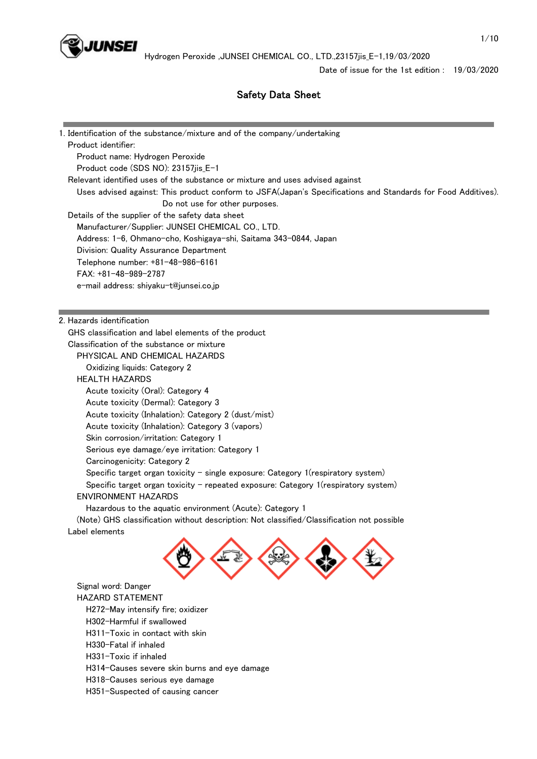# Safety Data Sheet

Date of issue for the 1st edition : 19/03/2020

## 1. Identification of the substance/mixture and of the company/undertaking

Product identifier:

Product name: Hydrogen Peroxide

Product code (SDS NO): 23157jis_E-1

Relevant identified uses of the substance or mixture and uses advised against

Uses advised against: This product conform to JSFA(Japan's Specifications and Standards for Food Additives). Do not use for other purposes.

Details of the supplier of the safety data sheet

Manufacturer/Supplier: JUNSEI CHEMICAL CO., LTD.

Address: 1-6, Ohmano-cho, Koshigaya-shi, Saitama 343-0844, Japan

Division: Quality Assurance Department

Telephone number: +81-48-986-6161

FAX: +81-48-989-2787

e-mail address: shiyaku-t@junsei.co.jp

## 2. Hazards identification

GHS classification and label elements of the product

Classification of the substance or mixture

PHYSICAL AND CHEMICAL HAZARDS

- Oxidizing liquids: Category 2

HEALTH HAZARDS

- Acute toxicity (Oral): Category 4
- Acute toxicity (Dermal): Category 3
- Acute toxicity (Inhalation): Category 2 (dust/mist)
- Acute toxicity (Inhalation): Category 3 (vapors)
- Skin corrosion/irritation: Category 1
- Serious eye damage/eye irritation: Category 1
- Carcinogenicity: Category 2
- Specific target organ toxicity - single exposure: Category 1(respiratory system)
- Specific target organ toxicity - repeated exposure: Category 1(respiratory system)

ENVIRONMENT HAZARDS

- Hazardous to the aquatic environment (Acute): Category 1

(Note) GHS classification without description: Not classified/Classification not possible

Label elements

Signal word: Danger

HAZARD STATEMENT

- H272-May intensify fire; oxidizer
- H302-Harmful if swallowed
- H311-Toxic in contact with skin
- H330-Fatal if inhaled
- H331-Toxic if inhaled
- H314-Causes severe skin burns and eye damage
- H318-Causes serious eye damage
- H351-Suspected of causing cancer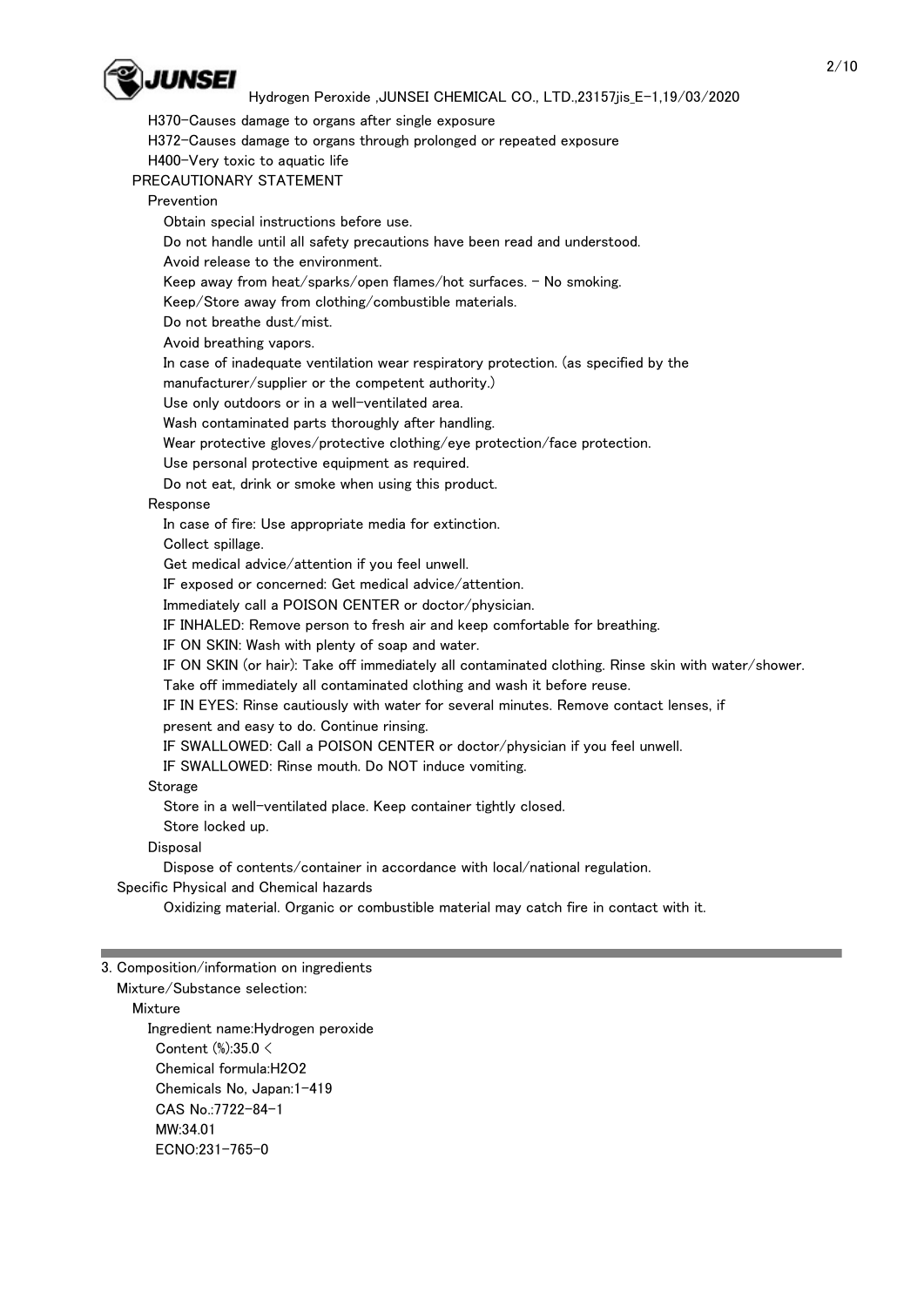H370-Causes damage to organs after single exposure

H372-Causes damage to organs through prolonged or repeated exposure

H400-Very toxic to aquatic life

PRECAUTIONARY STATEMENT

Prevention

Obtain special instructions before use.

Do not handle until all safety precautions have been read and understood.

Avoid release to the environment.

Keep away from heat/sparks/open flames/hot surfaces. - No smoking.

Keep/Store away from clothing/combustible materials.

Do not breathe dust/mist.

Avoid breathing vapors.

In case of inadequate ventilation wear respiratory protection. (as specified by the manufacturer/supplier or the competent authority.)

Use only outdoors or in a well-ventilated area.

Wash contaminated parts thoroughly after handling.

Wear protective gloves/protective clothing/eye protection/face protection.

Use personal protective equipment as required.

Do not eat, drink or smoke when using this product.

Response

In case of fire: Use appropriate media for extinction.

Collect spillage.

Get medical advice/attention if you feel unwell.

IF exposed or concerned: Get medical advice/attention.

Immediately call a POISON CENTER or doctor/physician.

IF INHALED: Remove person to fresh air and keep comfortable for breathing.

IF ON SKIN: Wash with plenty of soap and water.

IF ON SKIN (or hair): Take off immediately all contaminated clothing. Rinse skin with water/shower.

Take off immediately all contaminated clothing and wash it before reuse.

IF IN EYES: Rinse cautiously with water for several minutes. Remove contact lenses, if present and easy to do. Continue rinsing.

IF SWALLOWED: Call a POISON CENTER or doctor/physician if you feel unwell.

IF SWALLOWED: Rinse mouth. Do NOT induce vomiting.

Storage

Store in a well-ventilated place. Keep container tightly closed.

Store locked up.

Disposal

Dispose of contents/container in accordance with local/national regulation.

Specific Physical and Chemical hazards

Oxidizing material. Organic or combustible material may catch fire in contact with it.

---

## 3. Composition/information on ingredients

Mixture/Substance selection:

Mixture

Ingredient name:Hydrogen peroxide

Content (%):35.0 <

Chemical formula:$H_2O_2$

Chemicals No, Japan:1-419

CAS No.:7722-84-1

MW:34.01

ECNO:231-765-0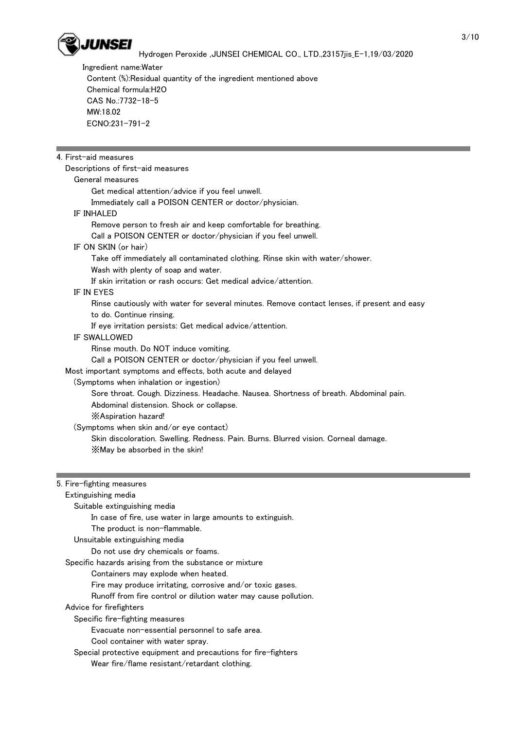Ingredient name:Water

Content (%):Residual quantity of the ingredient mentioned above

Chemical formula:$H_2O$

CAS No.:7732-18-5

MW:18.02

ECNO:231-791-2

## 4. First-aid measures

### Descriptions of first-aid measures

#### General measures

Get medical attention/advice if you feel unwell.

Immediately call a POISON CENTER or doctor/physician.

#### IF INHALED

Remove person to fresh air and keep comfortable for breathing.

Call a POISON CENTER or doctor/physician if you feel unwell.

#### IF ON SKIN (or hair)

Take off immediately all contaminated clothing. Rinse skin with water/shower.

Wash with plenty of soap and water.

If skin irritation or rash occurs: Get medical advice/attention.

#### IF IN EYES

Rinse cautiously with water for several minutes. Remove contact lenses, if present and easy to do. Continue rinsing.

If eye irritation persists: Get medical advice/attention.

#### IF SWALLOWED

Rinse mouth. Do NOT induce vomiting.

Call a POISON CENTER or doctor/physician if you feel unwell.

### Most important symptoms and effects, both acute and delayed

(Symptoms when inhalation or ingestion)

Sore throat. Cough. Dizziness. Headache. Nausea. Shortness of breath. Abdominal pain. Abdominal distension. Shock or collapse.

※Aspiration hazard!

(Symptoms when skin and/or eye contact)

Skin discoloration. Swelling. Redness. Pain. Burns. Blurred vision. Corneal damage.

※May be absorbed in the skin!

## 5. Fire-fighting measures

### Extinguishing media

#### Suitable extinguishing media

In case of fire, use water in large amounts to extinguish.

The product is non-flammable.

#### Unsuitable extinguishing media

Do not use dry chemicals or foams.

### Specific hazards arising from the substance or mixture

Containers may explode when heated.

Fire may produce irritating, corrosive and/or toxic gases.

Runoff from fire control or dilution water may cause pollution.

### Advice for firefighters

#### Specific fire-fighting measures

Evacuate non-essential personnel to safe area.

Cool container with water spray.

#### Special protective equipment and precautions for fire-fighters

Wear fire/flame resistant/retardant clothing.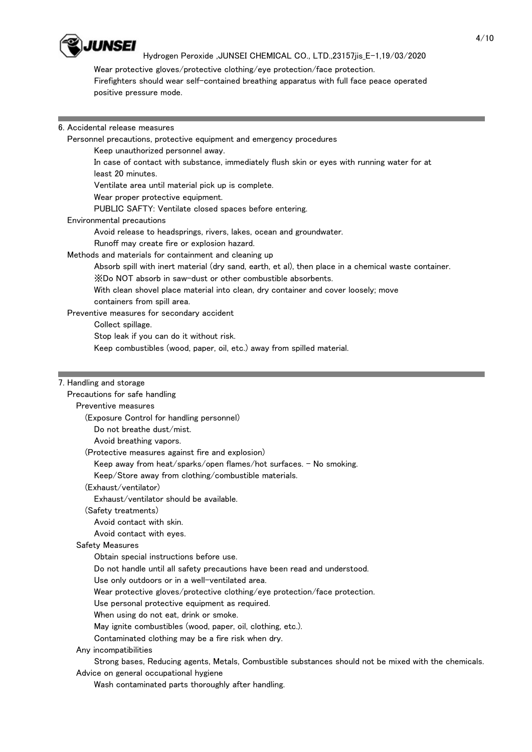Wear protective gloves/protective clothing/eye protection/face protection.
Firefighters should wear self-contained breathing apparatus with full face peace operated positive pressure mode.

## 6. Accidental release measures

Personnel precautions, protective equipment and emergency procedures

Keep unauthorized personnel away.
In case of contact with substance, immediately flush skin or eyes with running water for at least 20 minutes.
Ventilate area until material pick up is complete.
Wear proper protective equipment.
PUBLIC SAFTY: Ventilate closed spaces before entering.

Environmental precautions

Avoid release to headsprings, rivers, lakes, ocean and groundwater.
Runoff may create fire or explosion hazard.

Methods and materials for containment and cleaning up

Absorb spill with inert material (dry sand, earth, et al), then place in a chemical waste container.
※Do NOT absorb in saw-dust or other combustible absorbents.
With clean shovel place material into clean, dry container and cover loosely; move containers from spill area.

Preventive measures for secondary accident

Collect spillage.
Stop leak if you can do it without risk.
Keep combustibles (wood, paper, oil, etc.) away from spilled material.

## 7. Handling and storage

Precautions for safe handling

Preventive measures

(Exposure Control for handling personnel)

Do not breathe dust/mist.
Avoid breathing vapors.

(Protective measures against fire and explosion)

Keep away from heat/sparks/open flames/hot surfaces. - No smoking.
Keep/Store away from clothing/combustible materials.

(Exhaust/ventilator)

Exhaust/ventilator should be available.

(Safety treatments)

Avoid contact with skin.
Avoid contact with eyes.

Safety Measures

Obtain special instructions before use.
Do not handle until all safety precautions have been read and understood.
Use only outdoors or in a well-ventilated area.
Wear protective gloves/protective clothing/eye protection/face protection.
Use personal protective equipment as required.
When using do not eat, drink or smoke.
May ignite combustibles (wood, paper, oil, clothing, etc.).
Contaminated clothing may be a fire risk when dry.

Any incompatibilities

Strong bases, Reducing agents, Metals, Combustible substances should not be mixed with the chemicals.

Advice on general occupational hygiene

Wash contaminated parts thoroughly after handling.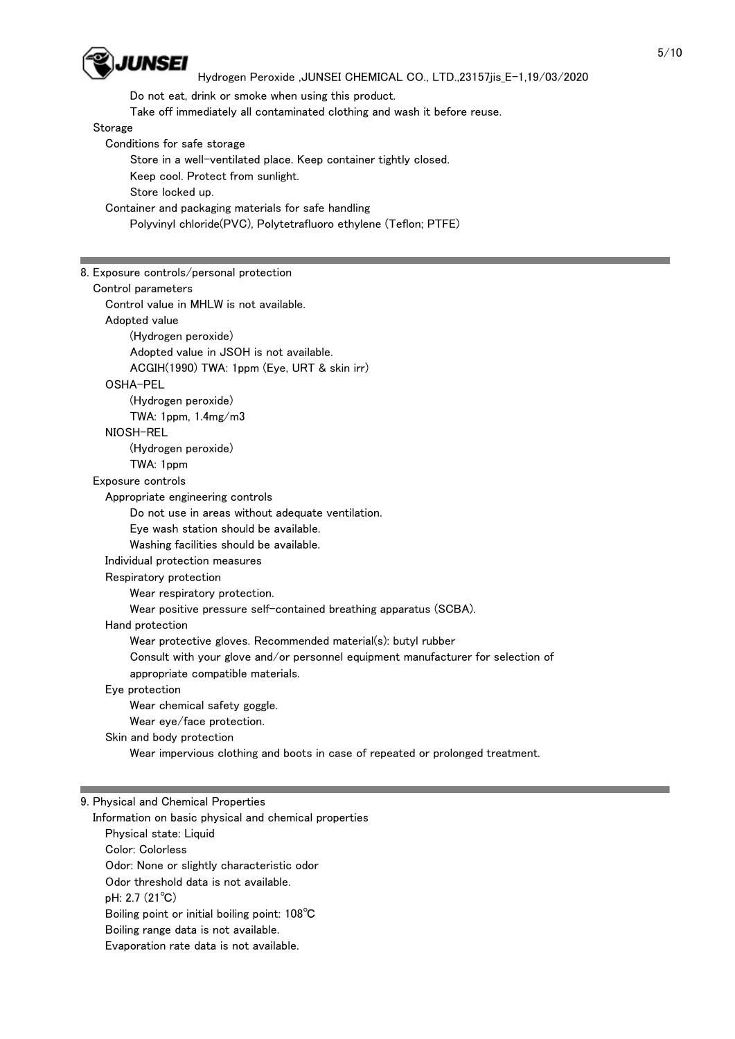Do not eat, drink or smoke when using this product.

Take off immediately all contaminated clothing and wash it before reuse.

Storage

Conditions for safe storage

Store in a well-ventilated place. Keep container tightly closed.

Keep cool. Protect from sunlight.

Store locked up.

Container and packaging materials for safe handling

Polyvinyl chloride(PVC), Polytetrafluoro ethylene (Teflon; PTFE)

## 8. Exposure controls/personal protection

Control parameters

Control value in MHLW is not available.

Adopted value

(Hydrogen peroxide)

Adopted value in JSOH is not available.

ACGIH(1990) TWA: 1ppm (Eye, URT & skin irr)

OSHA-PEL

(Hydrogen peroxide)

TWA: 1ppm, 1.4mg/m3

NIOSH-REL

(Hydrogen peroxide)

TWA: 1ppm

Exposure controls

Appropriate engineering controls

Do not use in areas without adequate ventilation.

Eye wash station should be available.

Washing facilities should be available.

Individual protection measures

Respiratory protection

Wear respiratory protection.

Wear positive pressure self-contained breathing apparatus (SCBA).

Hand protection

Wear protective gloves. Recommended material(s): butyl rubber

Consult with your glove and/or personnel equipment manufacturer for selection of appropriate compatible materials.

Eye protection

Wear chemical safety goggle.

Wear eye/face protection.

Skin and body protection

Wear impervious clothing and boots in case of repeated or prolonged treatment.

## 9. Physical and Chemical Properties

Information on basic physical and chemical properties

Physical state: Liquid

Color: Colorless

Odor: None or slightly characteristic odor

Odor threshold data is not available.

pH: 2.7 (21℃)

Boiling point or initial boiling point: 108℃

Boiling range data is not available.

Evaporation rate data is not available.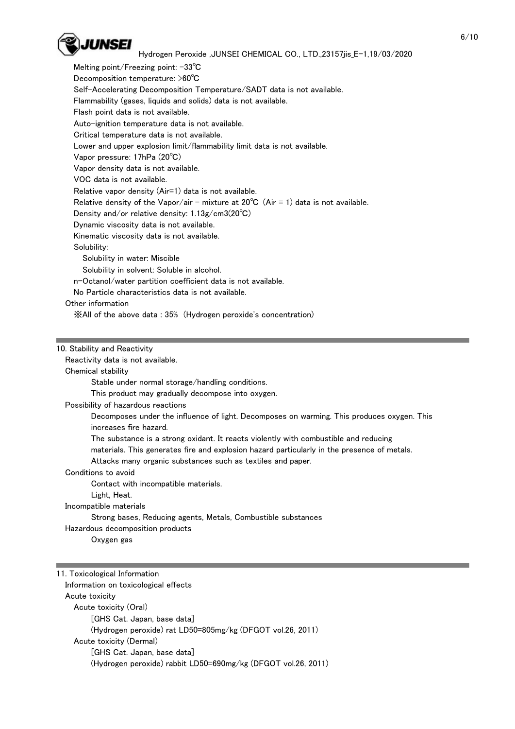Melting point/Freezing point: -33℃
Decomposition temperature: >60℃
Self-Accelerating Decomposition Temperature/SADT data is not available.
Flammability (gases, liquids and solids) data is not available.
Flash point data is not available.
Auto-ignition temperature data is not available.
Critical temperature data is not available.
Lower and upper explosion limit/flammability limit data is not available.
Vapor pressure: 17hPa (20℃)
Vapor density data is not available.
VOC data is not available.
Relative vapor density (Air=1) data is not available.
Relative density of the Vapor/air - mixture at 20℃ (Air = 1) data is not available.
Density and/or relative density: 1.13g/cm3(20℃)
Dynamic viscosity data is not available.
Kinematic viscosity data is not available.
Solubility:
Solubility in water: Miscible
Solubility in solvent: Soluble in alcohol.
n-Octanol/water partition coefficient data is not available.
No Particle characteristics data is not available.

Other information
※All of the above data : 35% (Hydrogen peroxide's concentration)

## 10. Stability and Reactivity

Reactivity data is not available.

Chemical stability
Stable under normal storage/handling conditions.
This product may gradually decompose into oxygen.

Possibility of hazardous reactions
Decomposes under the influence of light. Decomposes on warming. This produces oxygen. This increases fire hazard.
The substance is a strong oxidant. It reacts violently with combustible and reducing materials. This generates fire and explosion hazard particularly in the presence of metals.
Attacks many organic substances such as textiles and paper.

Conditions to avoid
Contact with incompatible materials.
Light, Heat.

Incompatible materials
Strong bases, Reducing agents, Metals, Combustible substances

Hazardous decomposition products
Oxygen gas

## 11. Toxicological Information

Information on toxicological effects

Acute toxicity

Acute toxicity (Oral)
[GHS Cat. Japan, base data]
(Hydrogen peroxide) rat LD50=805mg/kg (DFGOT vol.26, 2011)

Acute toxicity (Dermal)
[GHS Cat. Japan, base data]
(Hydrogen peroxide) rabbit LD50=690mg/kg (DFGOT vol.26, 2011)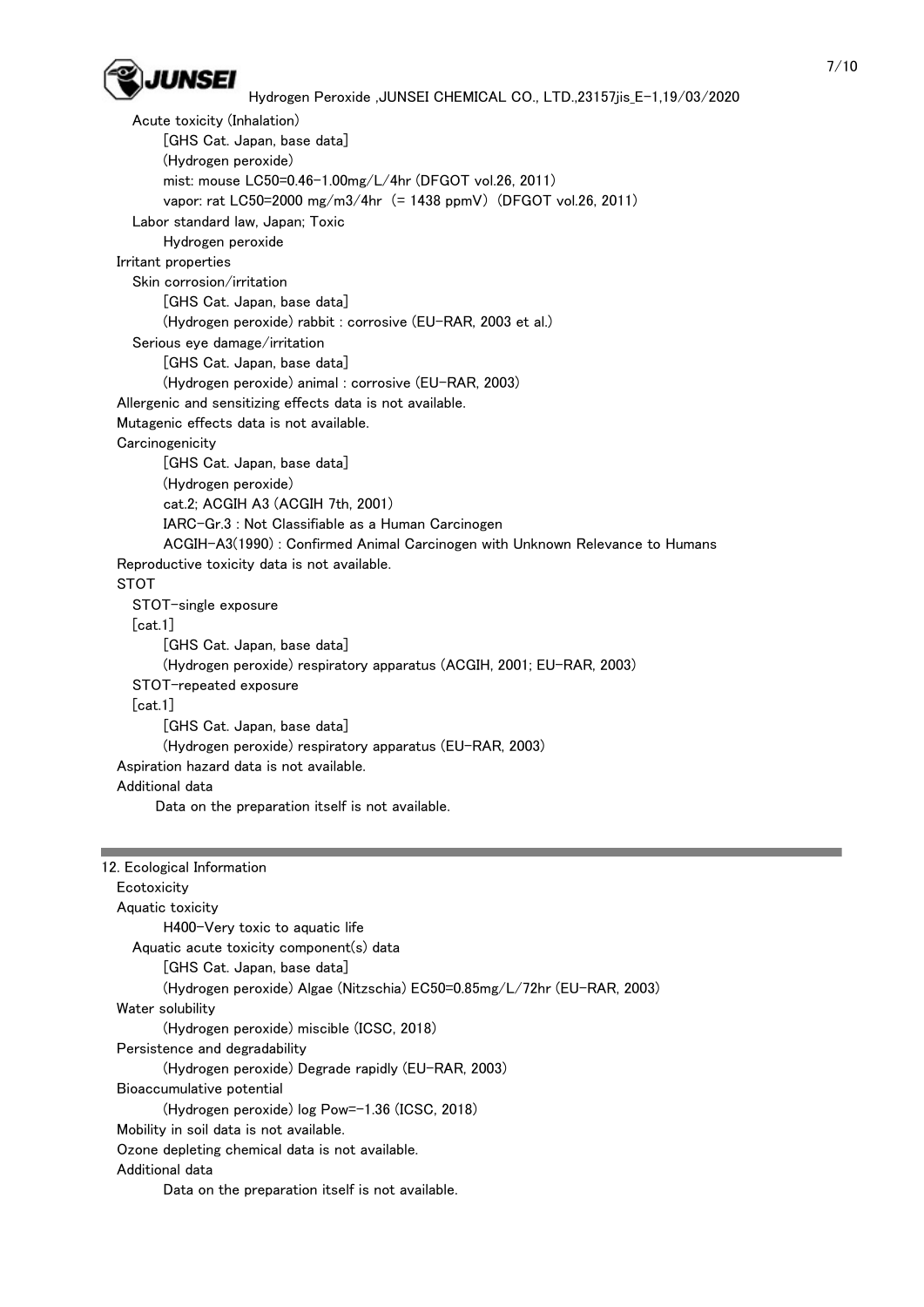Acute toxicity (Inhalation)

[GHS Cat. Japan, base data]

(Hydrogen peroxide)

mist: mouse LC50=0.46-1.00mg/L/4hr (DFGOT vol.26, 2011)

vapor: rat LC50=2000 mg/m3/4hr (= 1438 ppmV) (DFGOT vol.26, 2011)

Labor standard law, Japan; Toxic

Hydrogen peroxide

Irritant properties

Skin corrosion/irritation

[GHS Cat. Japan, base data]

(Hydrogen peroxide) rabbit : corrosive (EU-RAR, 2003 et al.)

Serious eye damage/irritation

[GHS Cat. Japan, base data]

(Hydrogen peroxide) animal : corrosive (EU-RAR, 2003)

Allergenic and sensitizing effects data is not available.

Mutagenic effects data is not available.

Carcinogenicity

[GHS Cat. Japan, base data]

(Hydrogen peroxide)

cat.2; ACGIH A3 (ACGIH 7th, 2001)

IARC-Gr.3 : Not Classifiable as a Human Carcinogen

ACGIH-A3(1990) : Confirmed Animal Carcinogen with Unknown Relevance to Humans

Reproductive toxicity data is not available.

STOT

STOT-single exposure

[cat.1]

[GHS Cat. Japan, base data]

(Hydrogen peroxide) respiratory apparatus (ACGIH, 2001; EU-RAR, 2003)

STOT-repeated exposure

[cat.1]

[GHS Cat. Japan, base data]

(Hydrogen peroxide) respiratory apparatus (EU-RAR, 2003)

Aspiration hazard data is not available.

Additional data

Data on the preparation itself is not available.

---

## 12. Ecological Information

Ecotoxicity

Aquatic toxicity

H400-Very toxic to aquatic life

Aquatic acute toxicity component(s) data

[GHS Cat. Japan, base data]

(Hydrogen peroxide) Algae (Nitzschia) EC50=0.85mg/L/72hr (EU-RAR, 2003)

Water solubility

(Hydrogen peroxide) miscible (ICSC, 2018)

Persistence and degradability

(Hydrogen peroxide) Degrade rapidly (EU-RAR, 2003)

Bioaccumulative potential

(Hydrogen peroxide) log Pow=-1.36 (ICSC, 2018)

Mobility in soil data is not available.

Ozone depleting chemical data is not available.

Additional data

Data on the preparation itself is not available.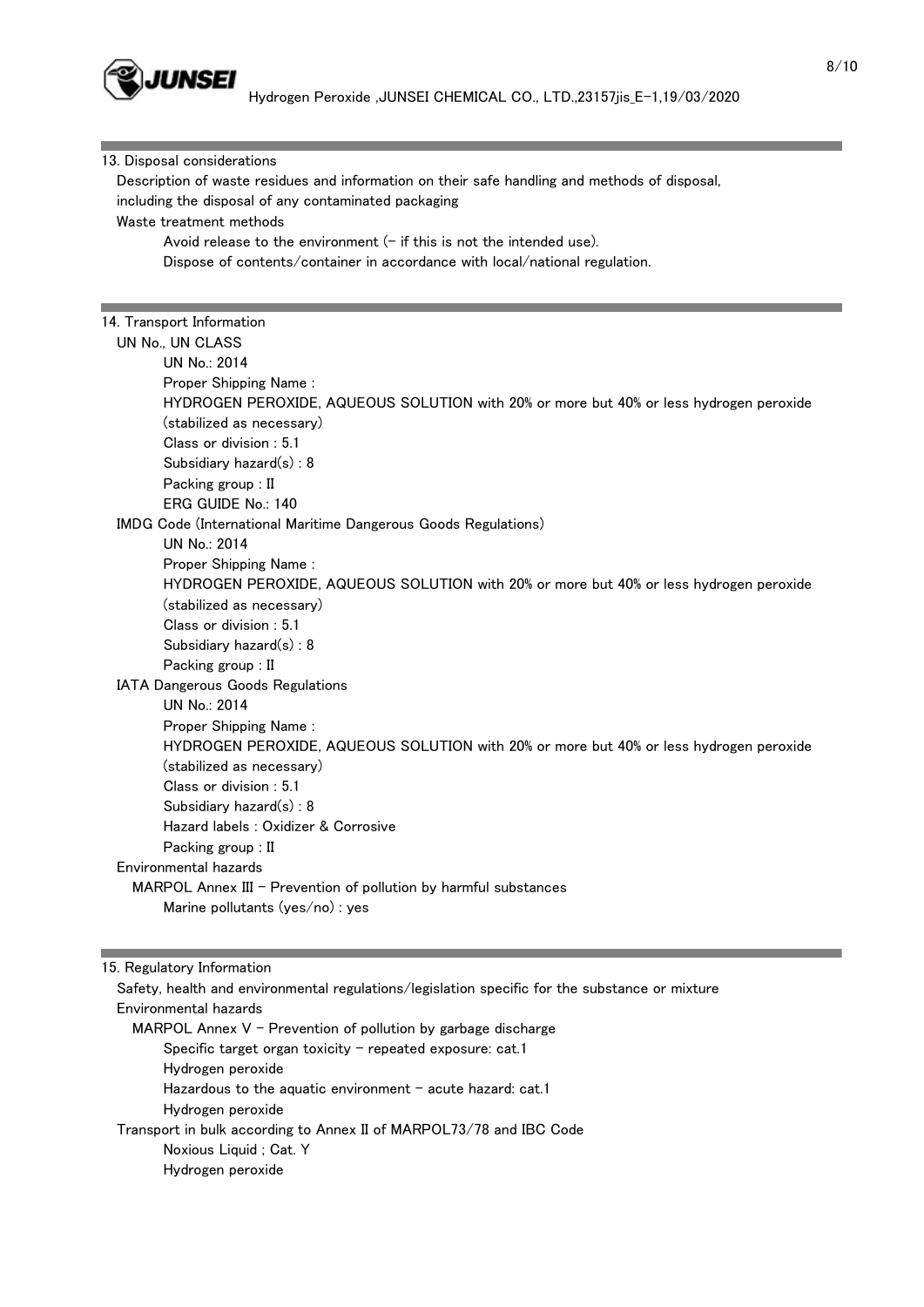## 13. Disposal considerations

Description of waste residues and information on their safe handling and methods of disposal, including the disposal of any contaminated packaging

Waste treatment methods

Avoid release to the environment (- if this is not the intended use).

Dispose of contents/container in accordance with local/national regulation.

## 14. Transport Information

UN No., UN CLASS

UN No.: 2014

Proper Shipping Name :

HYDROGEN PEROXIDE, AQUEOUS SOLUTION with 20% or more but 40% or less hydrogen peroxide (stabilized as necessary)

Class or division : 5.1

Subsidiary hazard(s) : 8

Packing group : II

ERG GUIDE No.: 140

IMDG Code (International Maritime Dangerous Goods Regulations)

UN No.: 2014

Proper Shipping Name :

HYDROGEN PEROXIDE, AQUEOUS SOLUTION with 20% or more but 40% or less hydrogen peroxide (stabilized as necessary)

Class or division : 5.1

Subsidiary hazard(s) : 8

Packing group : II

IATA Dangerous Goods Regulations

UN No.: 2014

Proper Shipping Name :

HYDROGEN PEROXIDE, AQUEOUS SOLUTION with 20% or more but 40% or less hydrogen peroxide (stabilized as necessary)

Class or division : 5.1

Subsidiary hazard(s) : 8

Hazard labels : Oxidizer & Corrosive

Packing group : II

Environmental hazards

MARPOL Annex III - Prevention of pollution by harmful substances

Marine pollutants (yes/no) : yes

## 15. Regulatory Information

Safety, health and environmental regulations/legislation specific for the substance or mixture

Environmental hazards

MARPOL Annex V - Prevention of pollution by garbage discharge

Specific target organ toxicity - repeated exposure: cat.1

Hydrogen peroxide

Hazardous to the aquatic environment - acute hazard: cat.1

Hydrogen peroxide

Transport in bulk according to Annex II of MARPOL73/78 and IBC Code

Noxious Liquid ; Cat. Y

Hydrogen peroxide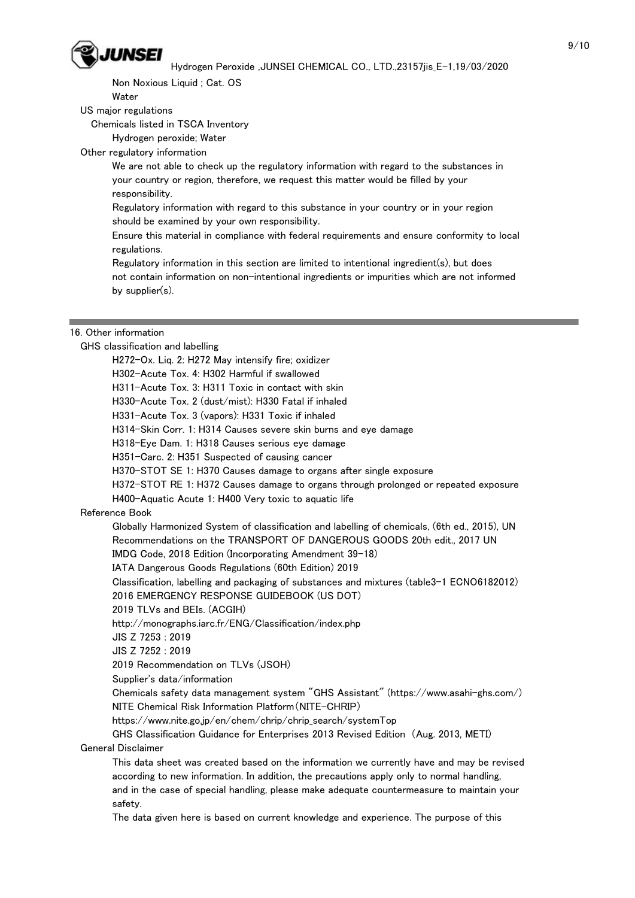Non Noxious Liquid ; Cat. OS

Water

US major regulations

Chemicals listed in TSCA Inventory

Hydrogen peroxide; Water

Other regulatory information

We are not able to check up the regulatory information with regard to the substances in your country or region, therefore, we request this matter would be filled by your responsibility.

Regulatory information with regard to this substance in your country or in your region should be examined by your own responsibility.

Ensure this material in compliance with federal requirements and ensure conformity to local regulations.

Regulatory information in this section are limited to intentional ingredient(s), but does not contain information on non-intentional ingredients or impurities which are not informed by supplier(s).

---

## 16. Other information

GHS classification and labelling

- H272-Ox. Liq. 2: H272 May intensify fire; oxidizer
- H302-Acute Tox. 4: H302 Harmful if swallowed
- H311-Acute Tox. 3: H311 Toxic in contact with skin
- H330-Acute Tox. 2 (dust/mist): H330 Fatal if inhaled
- H331-Acute Tox. 3 (vapors): H331 Toxic if inhaled
- H314-Skin Corr. 1: H314 Causes severe skin burns and eye damage
- H318-Eye Dam. 1: H318 Causes serious eye damage
- H351-Carc. 2: H351 Suspected of causing cancer
- H370-STOT SE 1: H370 Causes damage to organs after single exposure
- H372-STOT RE 1: H372 Causes damage to organs through prolonged or repeated exposure
- H400-Aquatic Acute 1: H400 Very toxic to aquatic life

Reference Book

- Globally Harmonized System of classification and labelling of chemicals, (6th ed., 2015), UN
- Recommendations on the TRANSPORT OF DANGEROUS GOODS 20th edit., 2017 UN
- IMDG Code, 2018 Edition (Incorporating Amendment 39-18)
- IATA Dangerous Goods Regulations (60th Edition) 2019
- Classification, labelling and packaging of substances and mixtures (table3-1 ECNO6182012)
- 2016 EMERGENCY RESPONSE GUIDEBOOK (US DOT)
- 2019 TLVs and BEIs. (ACGIH)
- http://monographs.iarc.fr/ENG/Classification/index.php
- JIS Z 7253 : 2019
- JIS Z 7252 : 2019
- 2019 Recommendation on TLVs (JSOH)
- Supplier's data/information
- Chemicals safety data management system "GHS Assistant" (https://www.asahi-ghs.com/)
- NITE Chemical Risk Information Platform(NITE-CHRIP)
- https://www.nite.go.jp/en/chem/chrip/chrip_search/systemTop
- GHS Classification Guidance for Enterprises 2013 Revised Edition (Aug. 2013, METI)

General Disclaimer

This data sheet was created based on the information we currently have and may be revised according to new information. In addition, the precautions apply only to normal handling, and in the case of special handling, please make adequate countermeasure to maintain your safety.

The data given here is based on current knowledge and experience. The purpose of this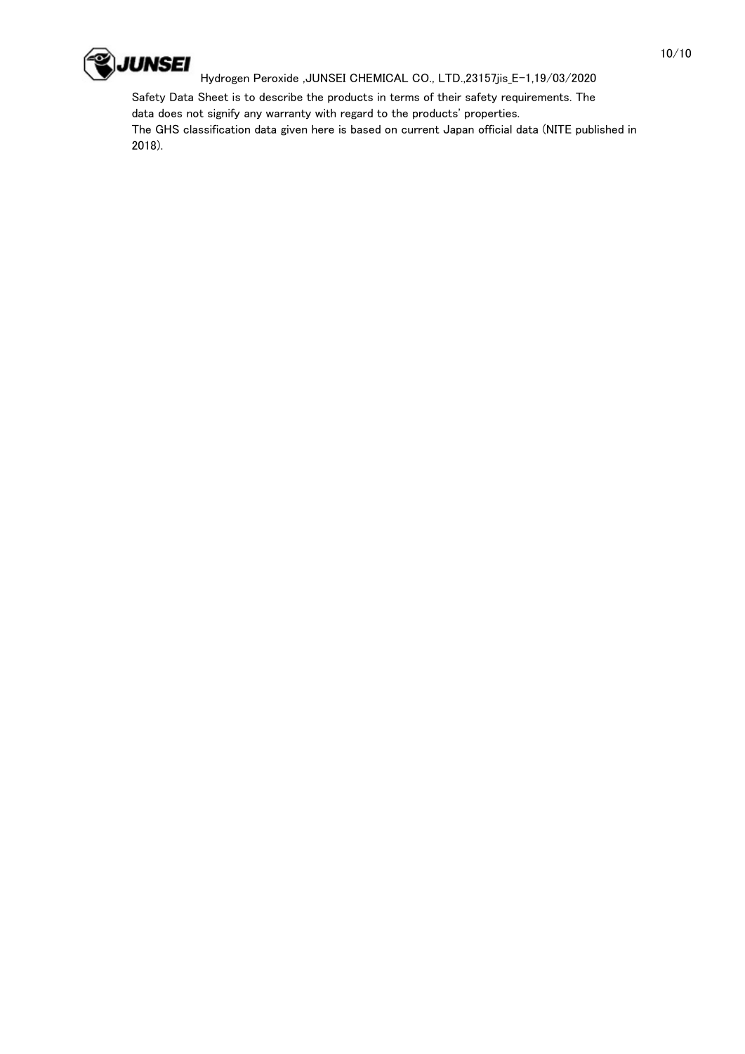Safety Data Sheet is to describe the products in terms of their safety requirements. The data does not signify any warranty with regard to the products' properties.
The GHS classification data given here is based on current Japan official data (NITE published in 2018).